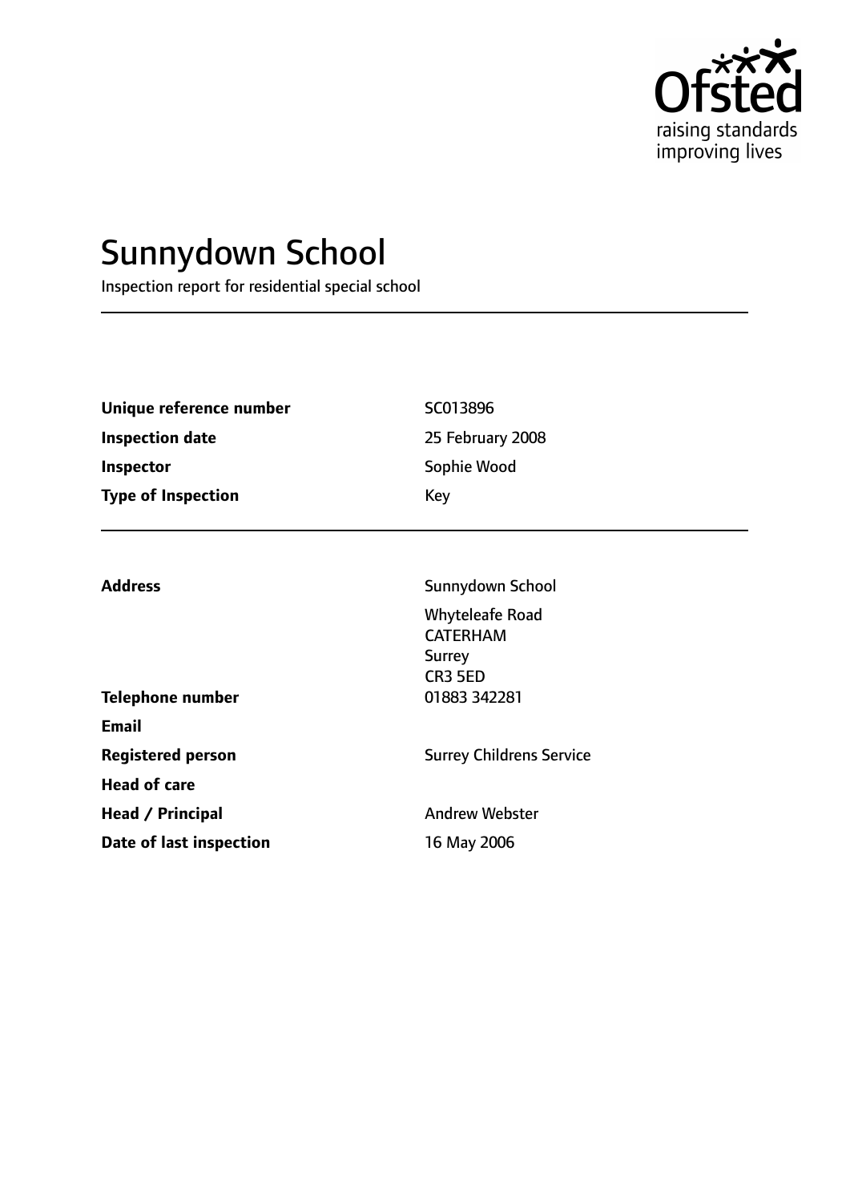# Sunnydown School

Inspection report for residential special school

| | |
|---|---|
| **Unique reference number** | SC013896 |
| **Inspection date** | 25 February 2008 |
| **Inspector** | Sophie Wood |
| **Type of Inspection** | Key |

| | |
|---|---|
| **Address** | Sunnydown School<br>Whyteleafe Road<br>CATERHAM<br>Surrey<br>CR3 5ED |
| **Telephone number** | 01883 342281 |
| **Email** | |
| **Registered person** | Surrey Childrens Service |
| **Head of care** | |
| **Head / Principal** | Andrew Webster |
| **Date of last inspection** | 16 May 2006 |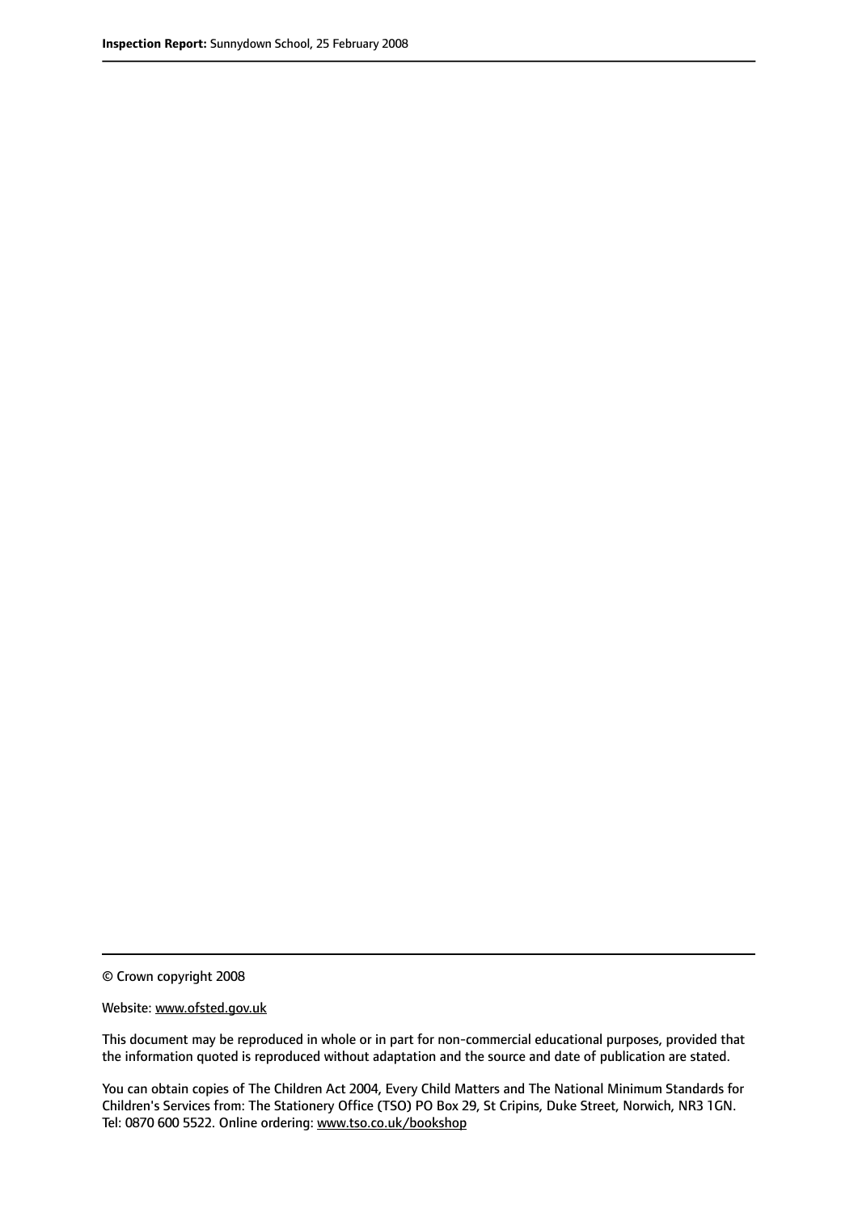© Crown copyright 2008

Website: www.ofsted.gov.uk

This document may be reproduced in whole or in part for non-commercial educational purposes, provided that the information quoted is reproduced without adaptation and the source and date of publication are stated.

You can obtain copies of The Children Act 2004, Every Child Matters and The National Minimum Standards for Children's Services from: The Stationery Office (TSO) PO Box 29, St Cripins, Duke Street, Norwich, NR3 1GN. Tel: 0870 600 5522. Online ordering: www.tso.co.uk/bookshop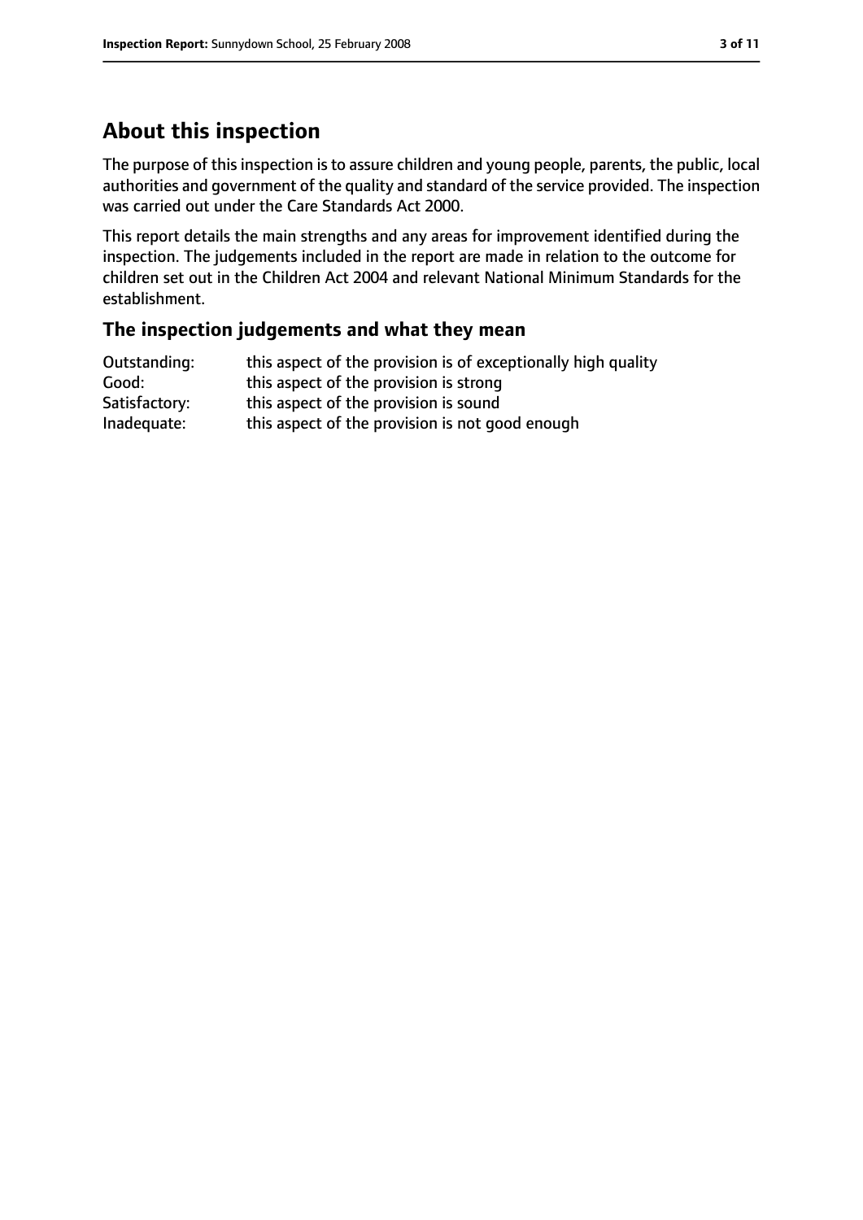## About this inspection

The purpose of this inspection is to assure children and young people, parents, the public, local authorities and government of the quality and standard of the service provided. The inspection was carried out under the Care Standards Act 2000.

This report details the main strengths and any areas for improvement identified during the inspection. The judgements included in the report are made in relation to the outcome for children set out in the Children Act 2004 and relevant National Minimum Standards for the establishment.

### The inspection judgements and what they mean

| | |
|---|---|
| Outstanding: | this aspect of the provision is of exceptionally high quality |
| Good: | this aspect of the provision is strong |
| Satisfactory: | this aspect of the provision is sound |
| Inadequate: | this aspect of the provision is not good enough |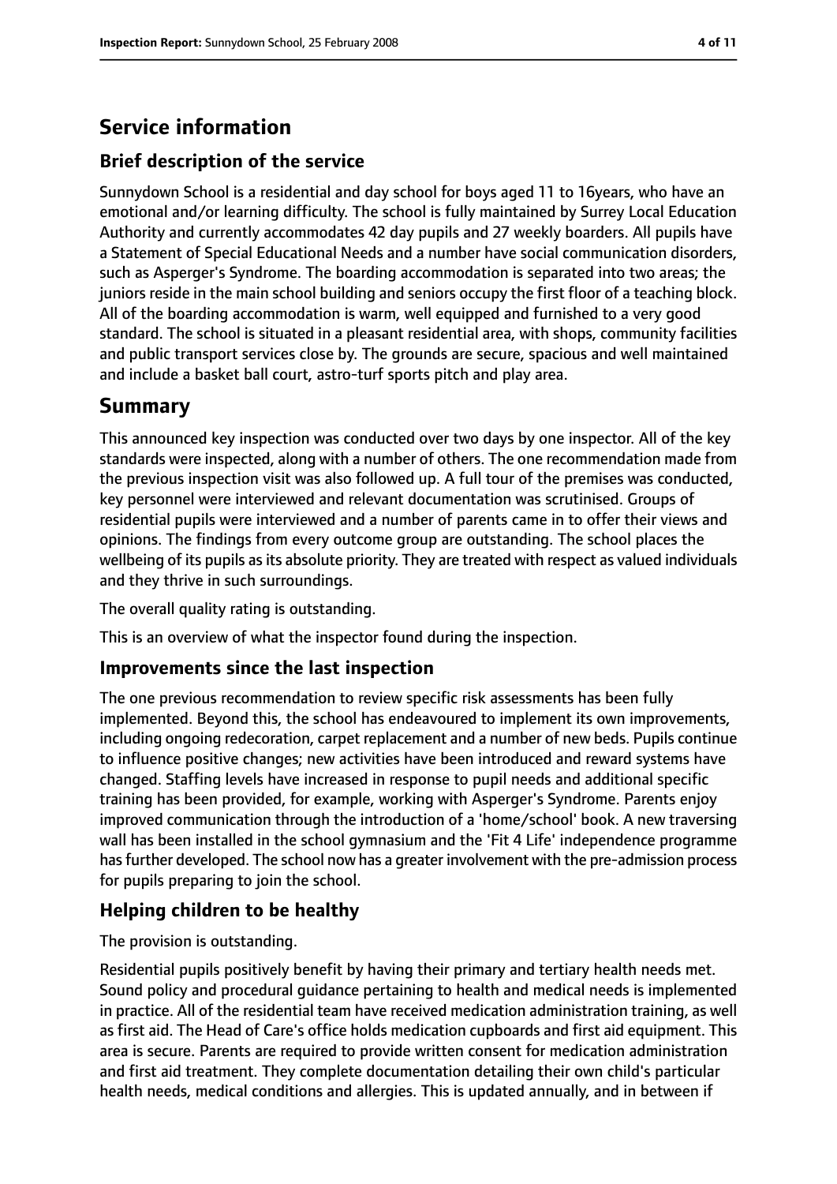# Service information

## Brief description of the service

Sunnydown School is a residential and day school for boys aged 11 to 16years, who have an emotional and/or learning difficulty. The school is fully maintained by Surrey Local Education Authority and currently accommodates 42 day pupils and 27 weekly boarders. All pupils have a Statement of Special Educational Needs and a number have social communication disorders, such as Asperger's Syndrome. The boarding accommodation is separated into two areas; the juniors reside in the main school building and seniors occupy the first floor of a teaching block. All of the boarding accommodation is warm, well equipped and furnished to a very good standard. The school is situated in a pleasant residential area, with shops, community facilities and public transport services close by. The grounds are secure, spacious and well maintained and include a basket ball court, astro-turf sports pitch and play area.

# Summary

This announced key inspection was conducted over two days by one inspector. All of the key standards were inspected, along with a number of others. The one recommendation made from the previous inspection visit was also followed up. A full tour of the premises was conducted, key personnel were interviewed and relevant documentation was scrutinised. Groups of residential pupils were interviewed and a number of parents came in to offer their views and opinions. The findings from every outcome group are outstanding. The school places the wellbeing of its pupils as its absolute priority. They are treated with respect as valued individuals and they thrive in such surroundings.

The overall quality rating is outstanding.

This is an overview of what the inspector found during the inspection.

## Improvements since the last inspection

The one previous recommendation to review specific risk assessments has been fully implemented. Beyond this, the school has endeavoured to implement its own improvements, including ongoing redecoration, carpet replacement and a number of new beds. Pupils continue to influence positive changes; new activities have been introduced and reward systems have changed. Staffing levels have increased in response to pupil needs and additional specific training has been provided, for example, working with Asperger's Syndrome. Parents enjoy improved communication through the introduction of a 'home/school' book. A new traversing wall has been installed in the school gymnasium and the 'Fit 4 Life' independence programme has further developed. The school now has a greater involvement with the pre-admission process for pupils preparing to join the school.

## Helping children to be healthy

The provision is outstanding.

Residential pupils positively benefit by having their primary and tertiary health needs met. Sound policy and procedural guidance pertaining to health and medical needs is implemented in practice. All of the residential team have received medication administration training, as well as first aid. The Head of Care's office holds medication cupboards and first aid equipment. This area is secure. Parents are required to provide written consent for medication administration and first aid treatment. They complete documentation detailing their own child's particular health needs, medical conditions and allergies. This is updated annually, and in between if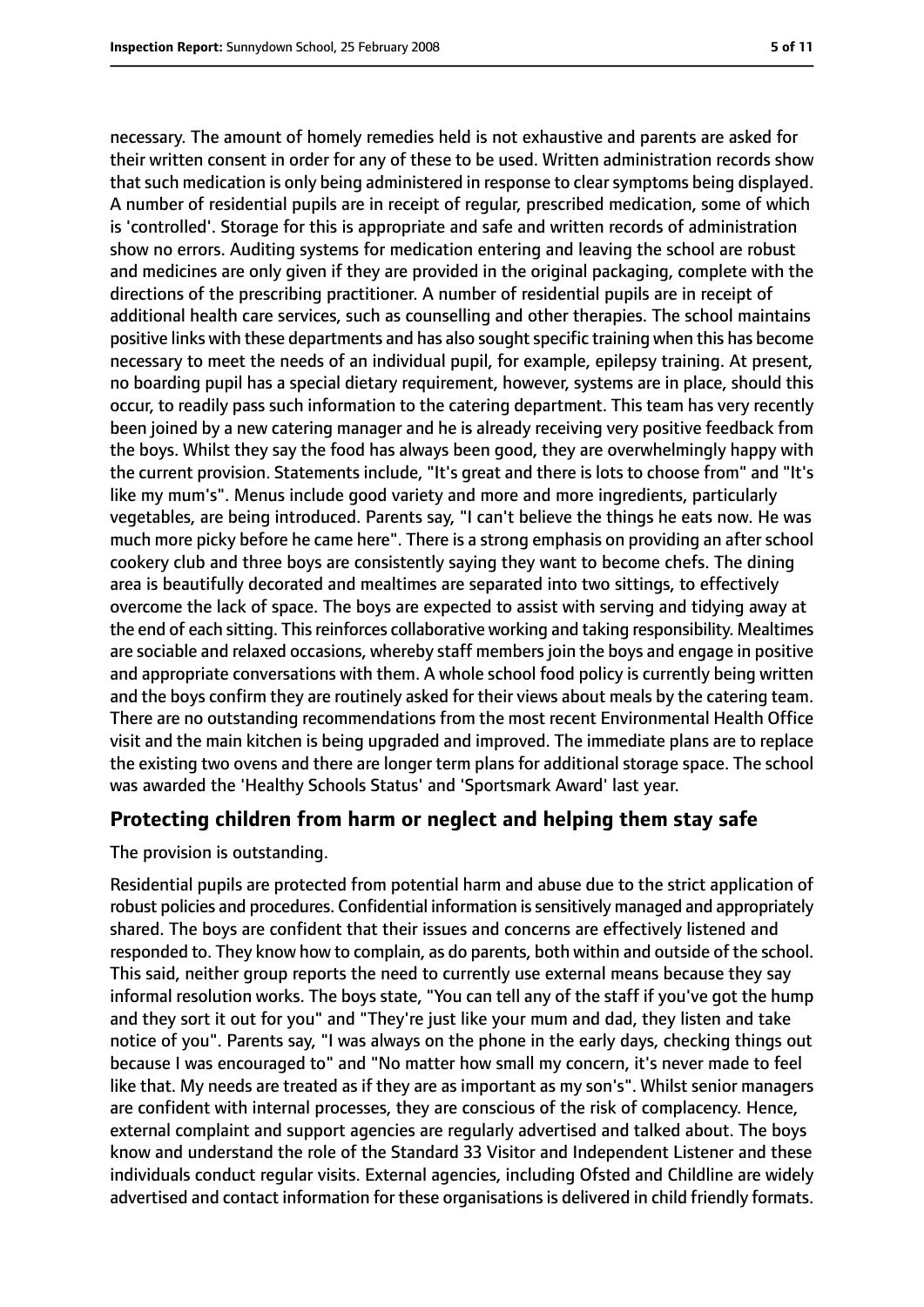necessary. The amount of homely remedies held is not exhaustive and parents are asked for their written consent in order for any of these to be used. Written administration records show that such medication is only being administered in response to clear symptoms being displayed. A number of residential pupils are in receipt of regular, prescribed medication, some of which is 'controlled'. Storage for this is appropriate and safe and written records of administration show no errors. Auditing systems for medication entering and leaving the school are robust and medicines are only given if they are provided in the original packaging, complete with the directions of the prescribing practitioner. A number of residential pupils are in receipt of additional health care services, such as counselling and other therapies. The school maintains positive links with these departments and has also sought specific training when this has become necessary to meet the needs of an individual pupil, for example, epilepsy training. At present, no boarding pupil has a special dietary requirement, however, systems are in place, should this occur, to readily pass such information to the catering department. This team has very recently been joined by a new catering manager and he is already receiving very positive feedback from the boys. Whilst they say the food has always been good, they are overwhelmingly happy with the current provision. Statements include, "It's great and there is lots to choose from" and "It's like my mum's". Menus include good variety and more and more ingredients, particularly vegetables, are being introduced. Parents say, "I can't believe the things he eats now. He was much more picky before he came here". There is a strong emphasis on providing an after school cookery club and three boys are consistently saying they want to become chefs. The dining area is beautifully decorated and mealtimes are separated into two sittings, to effectively overcome the lack of space. The boys are expected to assist with serving and tidying away at the end of each sitting. This reinforces collaborative working and taking responsibility. Mealtimes are sociable and relaxed occasions, whereby staff members join the boys and engage in positive and appropriate conversations with them. A whole school food policy is currently being written and the boys confirm they are routinely asked for their views about meals by the catering team. There are no outstanding recommendations from the most recent Environmental Health Office visit and the main kitchen is being upgraded and improved. The immediate plans are to replace the existing two ovens and there are longer term plans for additional storage space. The school was awarded the 'Healthy Schools Status' and 'Sportsmark Award' last year.

## Protecting children from harm or neglect and helping them stay safe

The provision is outstanding.

Residential pupils are protected from potential harm and abuse due to the strict application of robust policies and procedures. Confidential information is sensitively managed and appropriately shared. The boys are confident that their issues and concerns are effectively listened and responded to. They know how to complain, as do parents, both within and outside of the school. This said, neither group reports the need to currently use external means because they say informal resolution works. The boys state, "You can tell any of the staff if you've got the hump and they sort it out for you" and "They're just like your mum and dad, they listen and take notice of you". Parents say, "I was always on the phone in the early days, checking things out because I was encouraged to" and "No matter how small my concern, it's never made to feel like that. My needs are treated as if they are as important as my son's". Whilst senior managers are confident with internal processes, they are conscious of the risk of complacency. Hence, external complaint and support agencies are regularly advertised and talked about. The boys know and understand the role of the Standard 33 Visitor and Independent Listener and these individuals conduct regular visits. External agencies, including Ofsted and Childline are widely advertised and contact information for these organisations is delivered in child friendly formats.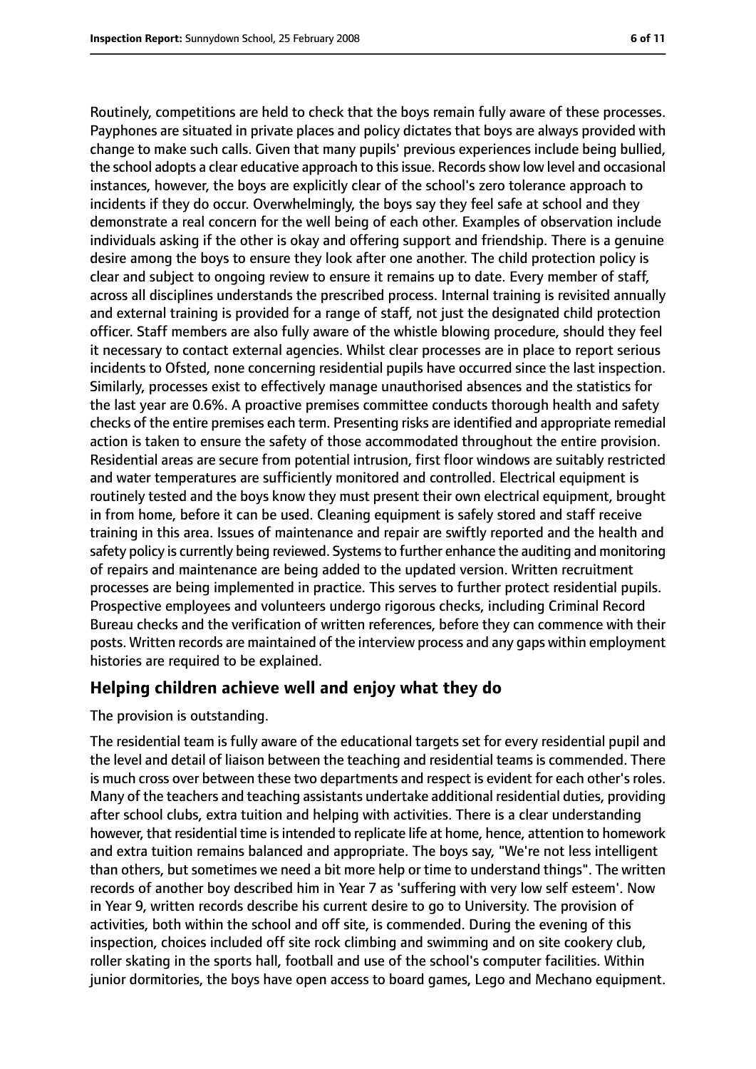Routinely, competitions are held to check that the boys remain fully aware of these processes. Payphones are situated in private places and policy dictates that boys are always provided with change to make such calls. Given that many pupils' previous experiences include being bullied, the school adopts a clear educative approach to this issue. Records show low level and occasional instances, however, the boys are explicitly clear of the school's zero tolerance approach to incidents if they do occur. Overwhelmingly, the boys say they feel safe at school and they demonstrate a real concern for the well being of each other. Examples of observation include individuals asking if the other is okay and offering support and friendship. There is a genuine desire among the boys to ensure they look after one another. The child protection policy is clear and subject to ongoing review to ensure it remains up to date. Every member of staff, across all disciplines understands the prescribed process. Internal training is revisited annually and external training is provided for a range of staff, not just the designated child protection officer. Staff members are also fully aware of the whistle blowing procedure, should they feel it necessary to contact external agencies. Whilst clear processes are in place to report serious incidents to Ofsted, none concerning residential pupils have occurred since the last inspection. Similarly, processes exist to effectively manage unauthorised absences and the statistics for the last year are 0.6%. A proactive premises committee conducts thorough health and safety checks of the entire premises each term. Presenting risks are identified and appropriate remedial action is taken to ensure the safety of those accommodated throughout the entire provision. Residential areas are secure from potential intrusion, first floor windows are suitably restricted and water temperatures are sufficiently monitored and controlled. Electrical equipment is routinely tested and the boys know they must present their own electrical equipment, brought in from home, before it can be used. Cleaning equipment is safely stored and staff receive training in this area. Issues of maintenance and repair are swiftly reported and the health and safety policy is currently being reviewed. Systems to further enhance the auditing and monitoring of repairs and maintenance are being added to the updated version. Written recruitment processes are being implemented in practice. This serves to further protect residential pupils. Prospective employees and volunteers undergo rigorous checks, including Criminal Record Bureau checks and the verification of written references, before they can commence with their posts. Written records are maintained of the interview process and any gaps within employment histories are required to be explained.

## Helping children achieve well and enjoy what they do

The provision is outstanding.

The residential team is fully aware of the educational targets set for every residential pupil and the level and detail of liaison between the teaching and residential teams is commended. There is much cross over between these two departments and respect is evident for each other's roles. Many of the teachers and teaching assistants undertake additional residential duties, providing after school clubs, extra tuition and helping with activities. There is a clear understanding however, that residential time is intended to replicate life at home, hence, attention to homework and extra tuition remains balanced and appropriate. The boys say, "We're not less intelligent than others, but sometimes we need a bit more help or time to understand things". The written records of another boy described him in Year 7 as 'suffering with very low self esteem'. Now in Year 9, written records describe his current desire to go to University. The provision of activities, both within the school and off site, is commended. During the evening of this inspection, choices included off site rock climbing and swimming and on site cookery club, roller skating in the sports hall, football and use of the school's computer facilities. Within junior dormitories, the boys have open access to board games, Lego and Mechano equipment.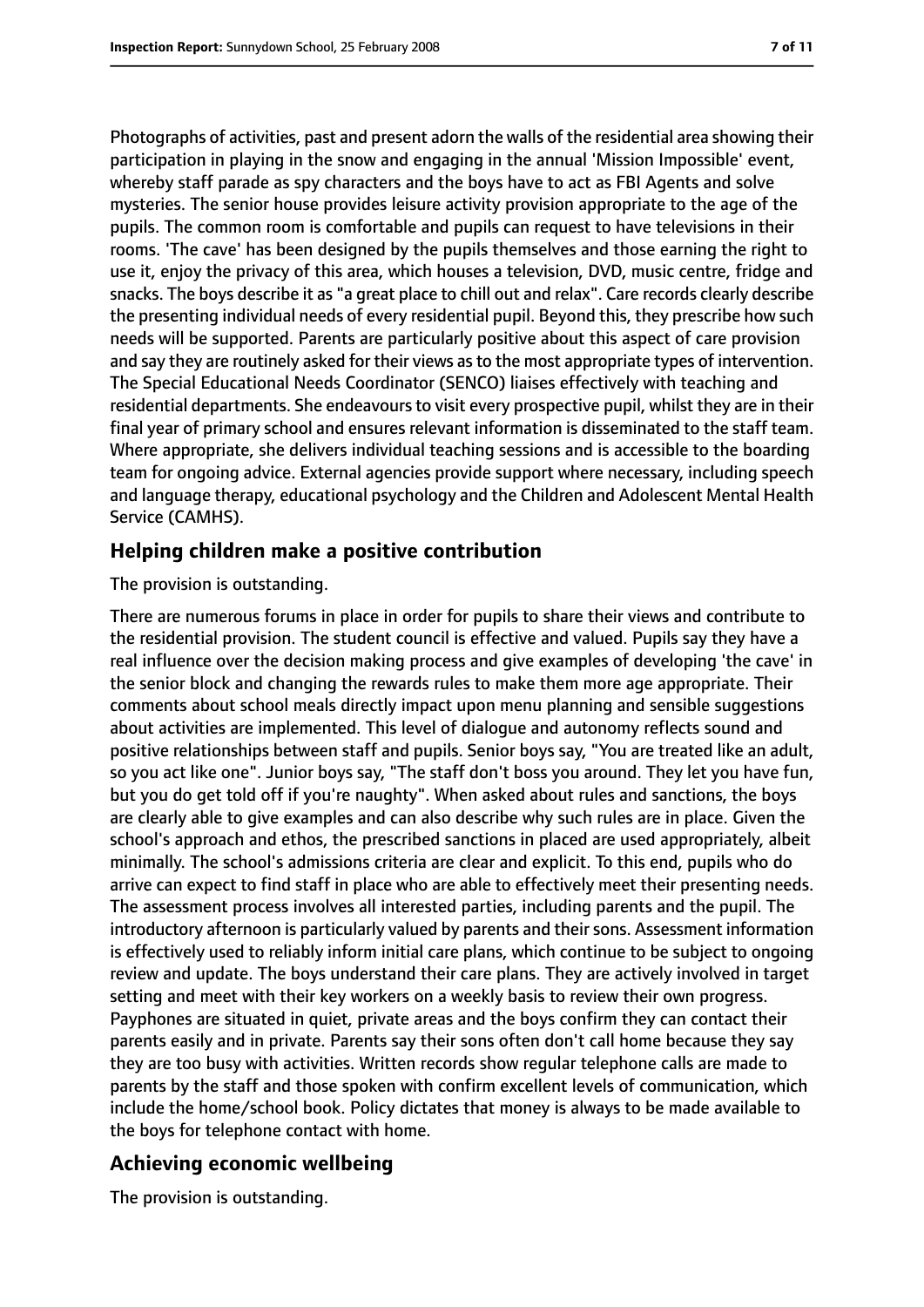Photographs of activities, past and present adorn the walls of the residential area showing their participation in playing in the snow and engaging in the annual 'Mission Impossible' event, whereby staff parade as spy characters and the boys have to act as FBI Agents and solve mysteries. The senior house provides leisure activity provision appropriate to the age of the pupils. The common room is comfortable and pupils can request to have televisions in their rooms. 'The cave' has been designed by the pupils themselves and those earning the right to use it, enjoy the privacy of this area, which houses a television, DVD, music centre, fridge and snacks. The boys describe it as "a great place to chill out and relax". Care records clearly describe the presenting individual needs of every residential pupil. Beyond this, they prescribe how such needs will be supported. Parents are particularly positive about this aspect of care provision and say they are routinely asked for their views as to the most appropriate types of intervention. The Special Educational Needs Coordinator (SENCO) liaises effectively with teaching and residential departments. She endeavours to visit every prospective pupil, whilst they are in their final year of primary school and ensures relevant information is disseminated to the staff team. Where appropriate, she delivers individual teaching sessions and is accessible to the boarding team for ongoing advice. External agencies provide support where necessary, including speech and language therapy, educational psychology and the Children and Adolescent Mental Health Service (CAMHS).

## Helping children make a positive contribution

The provision is outstanding.

There are numerous forums in place in order for pupils to share their views and contribute to the residential provision. The student council is effective and valued. Pupils say they have a real influence over the decision making process and give examples of developing 'the cave' in the senior block and changing the rewards rules to make them more age appropriate. Their comments about school meals directly impact upon menu planning and sensible suggestions about activities are implemented. This level of dialogue and autonomy reflects sound and positive relationships between staff and pupils. Senior boys say, "You are treated like an adult, so you act like one". Junior boys say, "The staff don't boss you around. They let you have fun, but you do get told off if you're naughty". When asked about rules and sanctions, the boys are clearly able to give examples and can also describe why such rules are in place. Given the school's approach and ethos, the prescribed sanctions in placed are used appropriately, albeit minimally. The school's admissions criteria are clear and explicit. To this end, pupils who do arrive can expect to find staff in place who are able to effectively meet their presenting needs. The assessment process involves all interested parties, including parents and the pupil. The introductory afternoon is particularly valued by parents and their sons. Assessment information is effectively used to reliably inform initial care plans, which continue to be subject to ongoing review and update. The boys understand their care plans. They are actively involved in target setting and meet with their key workers on a weekly basis to review their own progress. Payphones are situated in quiet, private areas and the boys confirm they can contact their parents easily and in private. Parents say their sons often don't call home because they say they are too busy with activities. Written records show regular telephone calls are made to parents by the staff and those spoken with confirm excellent levels of communication, which include the home/school book. Policy dictates that money is always to be made available to the boys for telephone contact with home.

## Achieving economic wellbeing

The provision is outstanding.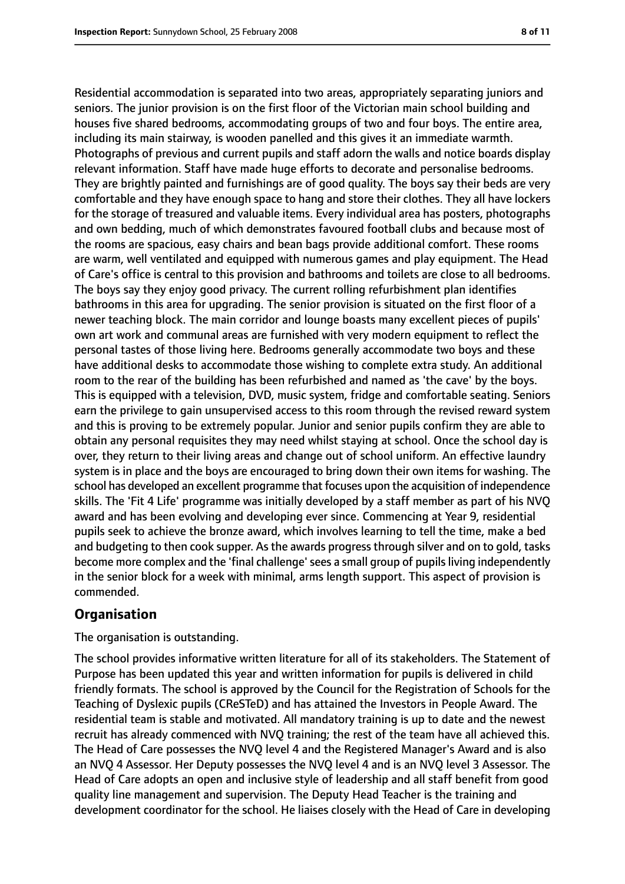Residential accommodation is separated into two areas, appropriately separating juniors and seniors. The junior provision is on the first floor of the Victorian main school building and houses five shared bedrooms, accommodating groups of two and four boys. The entire area, including its main stairway, is wooden panelled and this gives it an immediate warmth. Photographs of previous and current pupils and staff adorn the walls and notice boards display relevant information. Staff have made huge efforts to decorate and personalise bedrooms. They are brightly painted and furnishings are of good quality. The boys say their beds are very comfortable and they have enough space to hang and store their clothes. They all have lockers for the storage of treasured and valuable items. Every individual area has posters, photographs and own bedding, much of which demonstrates favoured football clubs and because most of the rooms are spacious, easy chairs and bean bags provide additional comfort. These rooms are warm, well ventilated and equipped with numerous games and play equipment. The Head of Care's office is central to this provision and bathrooms and toilets are close to all bedrooms. The boys say they enjoy good privacy. The current rolling refurbishment plan identifies bathrooms in this area for upgrading. The senior provision is situated on the first floor of a newer teaching block. The main corridor and lounge boasts many excellent pieces of pupils' own art work and communal areas are furnished with very modern equipment to reflect the personal tastes of those living here. Bedrooms generally accommodate two boys and these have additional desks to accommodate those wishing to complete extra study. An additional room to the rear of the building has been refurbished and named as 'the cave' by the boys. This is equipped with a television, DVD, music system, fridge and comfortable seating. Seniors earn the privilege to gain unsupervised access to this room through the revised reward system and this is proving to be extremely popular. Junior and senior pupils confirm they are able to obtain any personal requisites they may need whilst staying at school. Once the school day is over, they return to their living areas and change out of school uniform. An effective laundry system is in place and the boys are encouraged to bring down their own items for washing. The school has developed an excellent programme that focuses upon the acquisition of independence skills. The 'Fit 4 Life' programme was initially developed by a staff member as part of his NVQ award and has been evolving and developing ever since. Commencing at Year 9, residential pupils seek to achieve the bronze award, which involves learning to tell the time, make a bed and budgeting to then cook supper. As the awards progress through silver and on to gold, tasks become more complex and the 'final challenge' sees a small group of pupils living independently in the senior block for a week with minimal, arms length support. This aspect of provision is commended.

## Organisation

The organisation is outstanding.

The school provides informative written literature for all of its stakeholders. The Statement of Purpose has been updated this year and written information for pupils is delivered in child friendly formats. The school is approved by the Council for the Registration of Schools for the Teaching of Dyslexic pupils (CReSTeD) and has attained the Investors in People Award. The residential team is stable and motivated. All mandatory training is up to date and the newest recruit has already commenced with NVQ training; the rest of the team have all achieved this. The Head of Care possesses the NVQ level 4 and the Registered Manager's Award and is also an NVQ 4 Assessor. Her Deputy possesses the NVQ level 4 and is an NVQ level 3 Assessor. The Head of Care adopts an open and inclusive style of leadership and all staff benefit from good quality line management and supervision. The Deputy Head Teacher is the training and development coordinator for the school. He liaises closely with the Head of Care in developing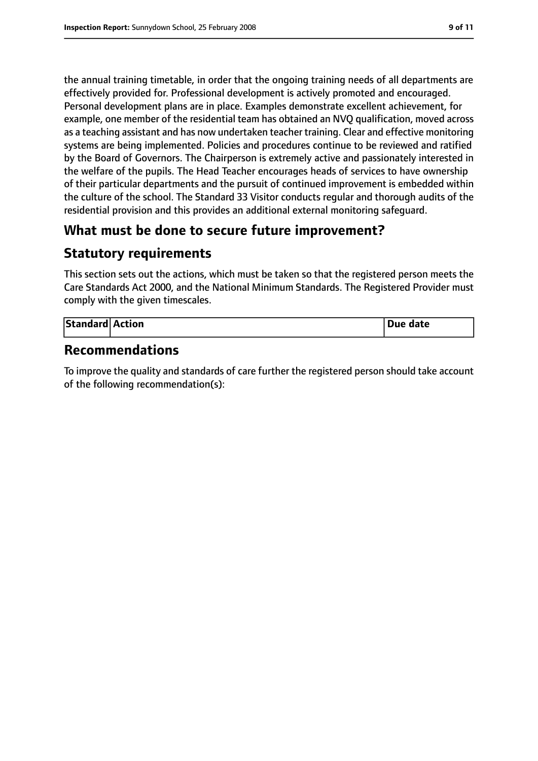the annual training timetable, in order that the ongoing training needs of all departments are effectively provided for. Professional development is actively promoted and encouraged. Personal development plans are in place. Examples demonstrate excellent achievement, for example, one member of the residential team has obtained an NVQ qualification, moved across as a teaching assistant and has now undertaken teacher training. Clear and effective monitoring systems are being implemented. Policies and procedures continue to be reviewed and ratified by the Board of Governors. The Chairperson is extremely active and passionately interested in the welfare of the pupils. The Head Teacher encourages heads of services to have ownership of their particular departments and the pursuit of continued improvement is embedded within the culture of the school. The Standard 33 Visitor conducts regular and thorough audits of the residential provision and this provides an additional external monitoring safeguard.

## What must be done to secure future improvement?

## Statutory requirements

This section sets out the actions, which must be taken so that the registered person meets the Care Standards Act 2000, and the National Minimum Standards. The Registered Provider must comply with the given timescales.

| Standard | Action | Due date |
|---|---|---|

## Recommendations

To improve the quality and standards of care further the registered person should take account of the following recommendation(s):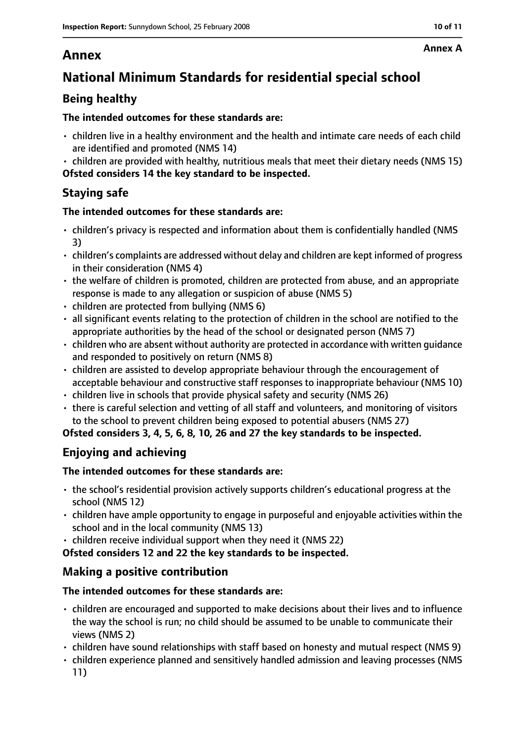# Annex

Annex A

## National Minimum Standards for residential special school

### Being healthy

**The intended outcomes for these standards are:**

- children live in a healthy environment and the health and intimate care needs of each child are identified and promoted (NMS 14)
- children are provided with healthy, nutritious meals that meet their dietary needs (NMS 15)

**Ofsted considers 14 the key standard to be inspected.**

### Staying safe

**The intended outcomes for these standards are:**

- children's privacy is respected and information about them is confidentially handled (NMS 3)
- children's complaints are addressed without delay and children are kept informed of progress in their consideration (NMS 4)
- the welfare of children is promoted, children are protected from abuse, and an appropriate response is made to any allegation or suspicion of abuse (NMS 5)
- children are protected from bullying (NMS 6)
- all significant events relating to the protection of children in the school are notified to the appropriate authorities by the head of the school or designated person (NMS 7)
- children who are absent without authority are protected in accordance with written guidance and responded to positively on return (NMS 8)
- children are assisted to develop appropriate behaviour through the encouragement of acceptable behaviour and constructive staff responses to inappropriate behaviour (NMS 10)
- children live in schools that provide physical safety and security (NMS 26)
- there is careful selection and vetting of all staff and volunteers, and monitoring of visitors to the school to prevent children being exposed to potential abusers (NMS 27)

**Ofsted considers 3, 4, 5, 6, 8, 10, 26 and 27 the key standards to be inspected.**

### Enjoying and achieving

**The intended outcomes for these standards are:**

- the school's residential provision actively supports children's educational progress at the school (NMS 12)
- children have ample opportunity to engage in purposeful and enjoyable activities within the school and in the local community (NMS 13)
- children receive individual support when they need it (NMS 22)

**Ofsted considers 12 and 22 the key standards to be inspected.**

### Making a positive contribution

**The intended outcomes for these standards are:**

- children are encouraged and supported to make decisions about their lives and to influence the way the school is run; no child should be assumed to be unable to communicate their views (NMS 2)
- children have sound relationships with staff based on honesty and mutual respect (NMS 9)
- children experience planned and sensitively handled admission and leaving processes (NMS 11)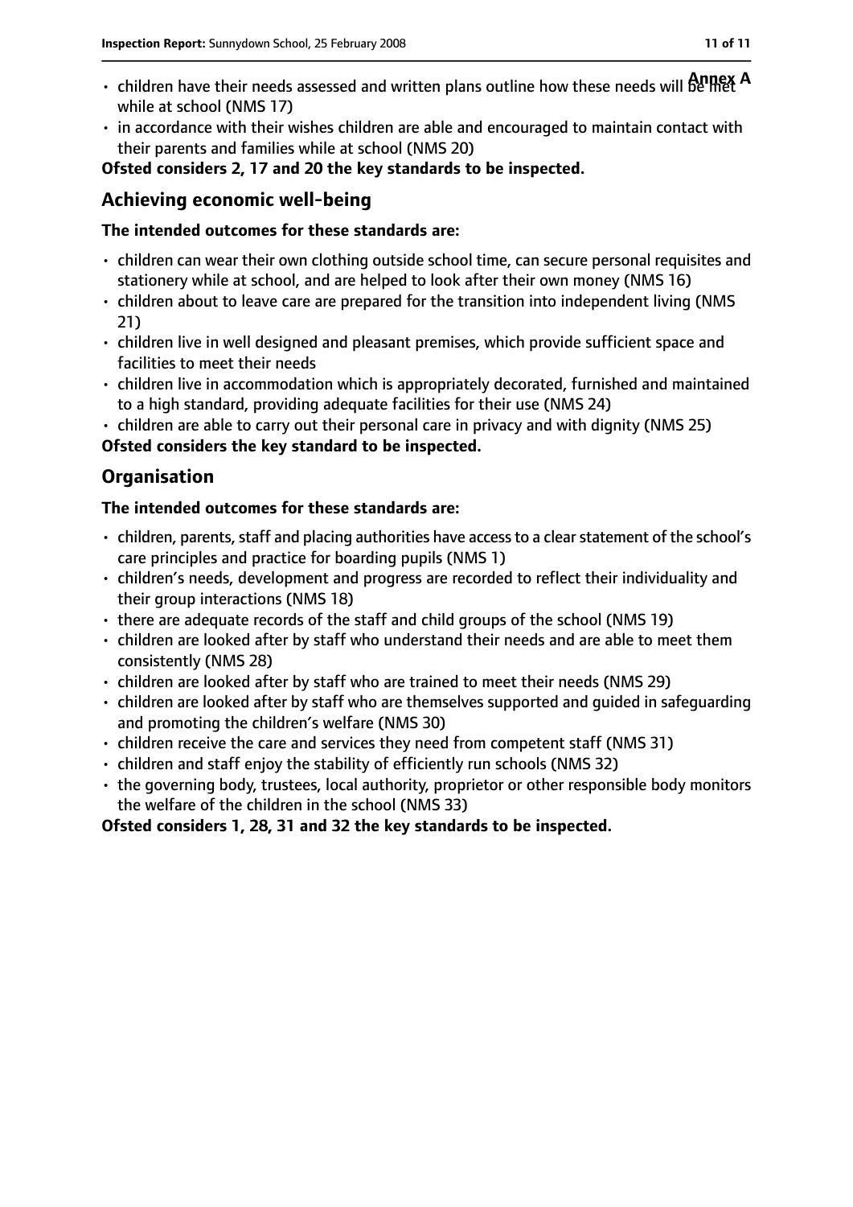- children have their needs assessed and written plans outline how these needs will be met while at school (NMS 17)
- in accordance with their wishes children are able and encouraged to maintain contact with their parents and families while at school (NMS 20)

**Ofsted considers 2, 17 and 20 the key standards to be inspected.**

## Achieving economic well-being

**The intended outcomes for these standards are:**

- children can wear their own clothing outside school time, can secure personal requisites and stationery while at school, and are helped to look after their own money (NMS 16)
- children about to leave care are prepared for the transition into independent living (NMS 21)
- children live in well designed and pleasant premises, which provide sufficient space and facilities to meet their needs
- children live in accommodation which is appropriately decorated, furnished and maintained to a high standard, providing adequate facilities for their use (NMS 24)
- children are able to carry out their personal care in privacy and with dignity (NMS 25)

**Ofsted considers the key standard to be inspected.**

## Organisation

**The intended outcomes for these standards are:**

- children, parents, staff and placing authorities have access to a clear statement of the school's care principles and practice for boarding pupils (NMS 1)
- children's needs, development and progress are recorded to reflect their individuality and their group interactions (NMS 18)
- there are adequate records of the staff and child groups of the school (NMS 19)
- children are looked after by staff who understand their needs and are able to meet them consistently (NMS 28)
- children are looked after by staff who are trained to meet their needs (NMS 29)
- children are looked after by staff who are themselves supported and guided in safeguarding and promoting the children's welfare (NMS 30)
- children receive the care and services they need from competent staff (NMS 31)
- children and staff enjoy the stability of efficiently run schools (NMS 32)
- the governing body, trustees, local authority, proprietor or other responsible body monitors the welfare of the children in the school (NMS 33)

**Ofsted considers 1, 28, 31 and 32 the key standards to be inspected.**